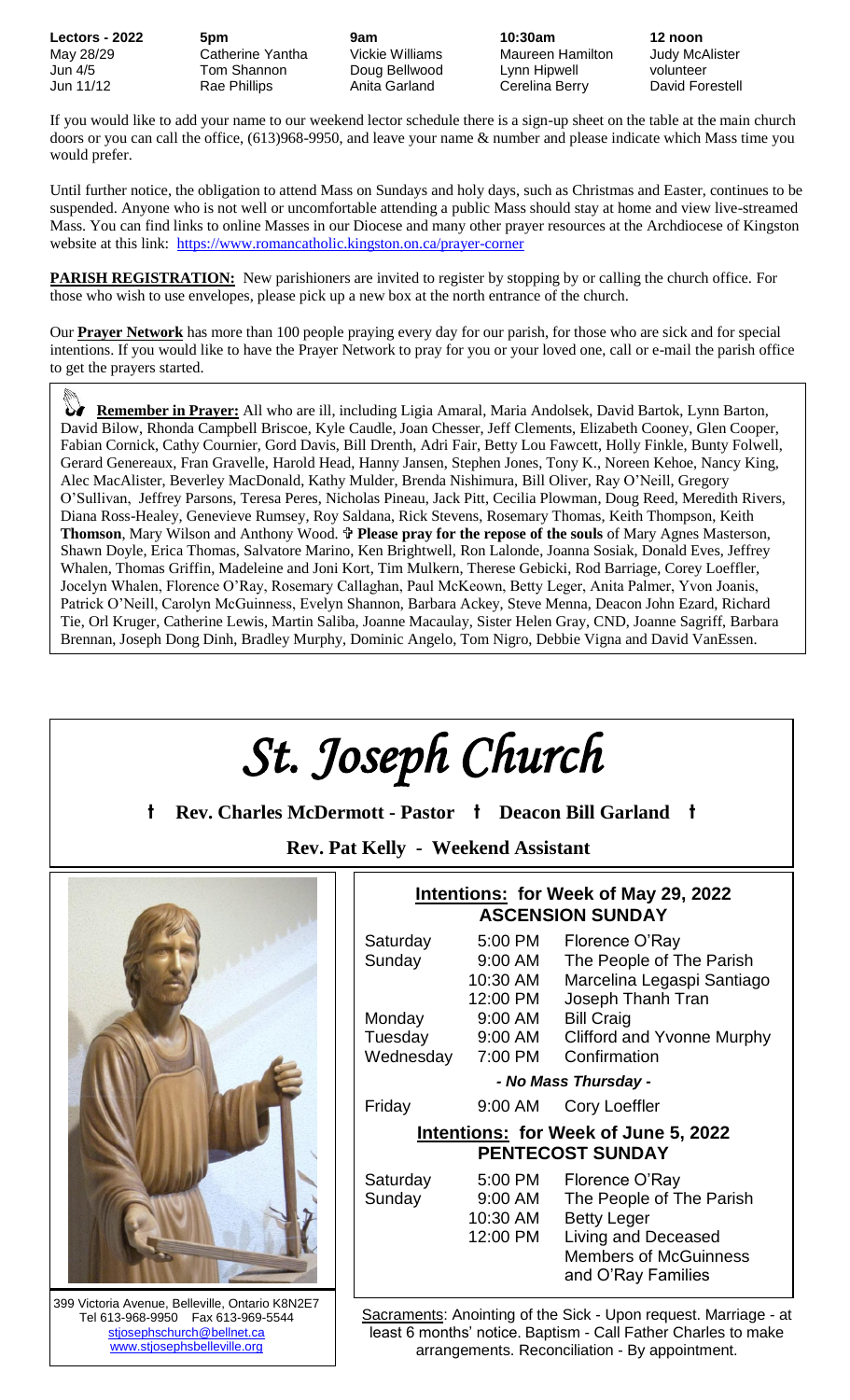| Lectors - 2022 | 5pm | 9am | 10:30am | 12 noon |
|---|---|---|---|---|
| May 28/29 | Catherine Yantha | Vickie Williams | Maureen Hamilton | Judy McAlister |
| Jun 4/5 | Tom Shannon | Doug Bellwood | Lynn Hipwell | volunteer |
| Jun 11/12 | Rae Phillips | Anita Garland | Cerelina Berry | David Forestell |

If you would like to add your name to our weekend lector schedule there is a sign-up sheet on the table at the main church doors or you can call the office, (613)968-9950, and leave your name & number and please indicate which Mass time you would prefer.

Until further notice, the obligation to attend Mass on Sundays and holy days, such as Christmas and Easter, continues to be suspended. Anyone who is not well or uncomfortable attending a public Mass should stay at home and view live-streamed Mass. You can find links to online Masses in our Diocese and many other prayer resources at the Archdiocese of Kingston website at this link: https://www.romancatholic.kingston.on.ca/prayer-corner

**PARISH REGISTRATION:** New parishioners are invited to register by stopping by or calling the church office. For those who wish to use envelopes, please pick up a new box at the north entrance of the church.

Our **Prayer Network** has more than 100 people praying every day for our parish, for those who are sick and for special intentions. If you would like to have the Prayer Network to pray for you or your loved one, call or e-mail the parish office to get the prayers started.

**Remember in Prayer:** All who are ill, including Ligia Amaral, Maria Andolsek, David Bartok, Lynn Barton, David Bilow, Rhonda Campbell Briscoe, Kyle Caudle, Joan Chesser, Jeff Clements, Elizabeth Cooney, Glen Cooper, Fabian Cornick, Cathy Cournier, Gord Davis, Bill Drenth, Adri Fair, Betty Lou Fawcett, Holly Finkle, Bunty Folwell, Gerard Genereaux, Fran Gravelle, Harold Head, Hanny Jansen, Stephen Jones, Tony K., Noreen Kehoe, Nancy King, Alec MacAlister, Beverley MacDonald, Kathy Mulder, Brenda Nishimura, Bill Oliver, Ray O'Neill, Gregory O'Sullivan, Jeffrey Parsons, Teresa Peres, Nicholas Pineau, Jack Pitt, Cecilia Plowman, Doug Reed, Meredith Rivers, Diana Ross-Healey, Genevieve Rumsey, Roy Saldana, Rick Stevens, Rosemary Thomas, Keith Thompson, Keith **Thomson**, Mary Wilson and Anthony Wood. ✞ **Please pray for the repose of the souls** of Mary Agnes Masterson, Shawn Doyle, Erica Thomas, Salvatore Marino, Ken Brightwell, Ron Lalonde, Joanna Sosiak, Donald Eves, Jeffrey Whalen, Thomas Griffin, Madeleine and Joni Kort, Tim Mulkern, Therese Gebicki, Rod Barriage, Corey Loeffler, Jocelyn Whalen, Florence O'Ray, Rosemary Callaghan, Paul McKeown, Betty Leger, Anita Palmer, Yvon Joanis, Patrick O'Neill, Carolyn McGuinness, Evelyn Shannon, Barbara Ackey, Steve Menna, Deacon John Ezard, Richard Tie, Orl Kruger, Catherine Lewis, Martin Saliba, Joanne Macaulay, Sister Helen Gray, CND, Joanne Sagriff, Barbara Brennan, Joseph Dong Dinh, Bradley Murphy, Dominic Angelo, Tom Nigro, Debbie Vigna and David VanEssen.

# *St. Joseph Church*

**† Rev. Charles McDermott - Pastor † Deacon Bill Garland †**

**Rev. Pat Kelly - Weekend Assistant**

399 Victoria Avenue, Belleville, Ontario K8N2E7
Tel 613-968-9950 Fax 613-969-5544
stjosephschurch@bellnet.ca
www.stjosephsbelleville.org

## Intentions: for Week of May 29, 2022 ASCENSION SUNDAY

| | | |
|---|---|---|
| Saturday | 5:00 PM | Florence O'Ray |
| Sunday | 9:00 AM | The People of The Parish |
| | 10:30 AM | Marcelina Legaspi Santiago |
| | 12:00 PM | Joseph Thanh Tran |
| Monday | 9:00 AM | Bill Craig |
| Tuesday | 9:00 AM | Clifford and Yvonne Murphy |
| Wednesday | 7:00 PM | Confirmation |

*- No Mass Thursday -*

| | | |
|---|---|---|
| Friday | 9:00 AM | Cory Loeffler |

## Intentions: for Week of June 5, 2022 PENTECOST SUNDAY

| | | |
|---|---|---|
| Saturday | 5:00 PM | Florence O'Ray |
| Sunday | 9:00 AM | The People of The Parish |
| | 10:30 AM | Betty Leger |
| | 12:00 PM | Living and Deceased Members of McGuinness and O'Ray Families |

Sacraments: Anointing of the Sick - Upon request. Marriage - at least 6 months' notice. Baptism - Call Father Charles to make arrangements. Reconciliation - By appointment.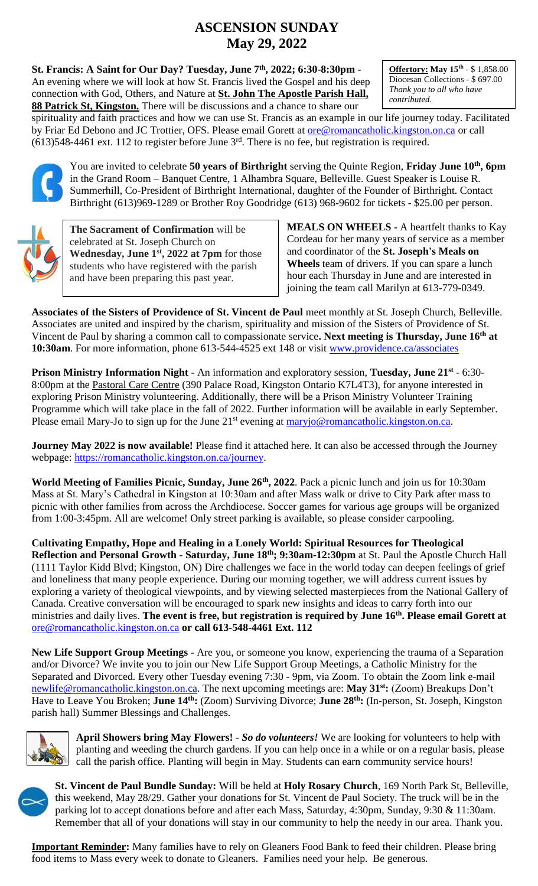# ASCENSION SUNDAY
# May 29, 2022

**Offertory: May 15th** - $ 1,858.00
Diocesan Collections - $ 697.00
*Thank you to all who have contributed.*

**St. Francis: A Saint for Our Day? Tuesday, June 7th, 2022; 6:30-8:30pm -** An evening where we will look at how St. Francis lived the Gospel and his deep connection with God, Others, and Nature at **St. John The Apostle Parish Hall, 88 Patrick St, Kingston.** There will be discussions and a chance to share our spirituality and faith practices and how we can use St. Francis as an example in our life journey today. Facilitated by Friar Ed Debono and JC Trottier, OFS. Please email Gorett at ore@romancatholic.kingston.on.ca or call (613)548-4461 ext. 112 to register before June 3rd. There is no fee, but registration is required.

You are invited to celebrate **50 years of Birthright** serving the Quinte Region, **Friday June 10th, 6pm** in the Grand Room – Banquet Centre, 1 Alhambra Square, Belleville. Guest Speaker is Louise R. Summerhill, Co-President of Birthright International, daughter of the Founder of Birthright. Contact Birthright (613)969-1289 or Brother Roy Goodridge (613) 968-9602 for tickets - $25.00 per person.

**The Sacrament of Confirmation** will be celebrated at St. Joseph Church on **Wednesday, June 1st, 2022 at 7pm** for those students who have registered with the parish and have been preparing this past year.

**MEALS ON WHEELS** - A heartfelt thanks to Kay Cordeau for her many years of service as a member and coordinator of the **St. Joseph's Meals on Wheels** team of drivers. If you can spare a lunch hour each Thursday in June and are interested in joining the team call Marilyn at 613-779-0349.

**Associates of the Sisters of Providence of St. Vincent de Paul** meet monthly at St. Joseph Church, Belleville. Associates are united and inspired by the charism, spirituality and mission of the Sisters of Providence of St. Vincent de Paul by sharing a common call to compassionate service**. Next meeting is Thursday, June 16th at 10:30am**. For more information, phone 613-544-4525 ext 148 or visit www.providence.ca/associates

**Prison Ministry Information Night -** An information and exploratory session, **Tuesday, June 21st** - 6:30-8:00pm at the Pastoral Care Centre (390 Palace Road, Kingston Ontario K7L4T3), for anyone interested in exploring Prison Ministry volunteering. Additionally, there will be a Prison Ministry Volunteer Training Programme which will take place in the fall of 2022. Further information will be available in early September. Please email Mary-Jo to sign up for the June 21st evening at maryjo@romancatholic.kingston.on.ca.

**Journey May 2022 is now available!** Please find it attached here. It can also be accessed through the Journey webpage: https://romancatholic.kingston.on.ca/journey.

**World Meeting of Families Picnic, Sunday, June 26th, 2022**. Pack a picnic lunch and join us for 10:30am Mass at St. Mary's Cathedral in Kingston at 10:30am and after Mass walk or drive to City Park after mass to picnic with other families from across the Archdiocese. Soccer games for various age groups will be organized from 1:00-3:45pm. All are welcome! Only street parking is available, so please consider carpooling.

**Cultivating Empathy, Hope and Healing in a Lonely World: Spiritual Resources for Theological Reflection and Personal Growth - Saturday, June 18th; 9:30am-12:30pm** at St. Paul the Apostle Church Hall (1111 Taylor Kidd Blvd; Kingston, ON) Dire challenges we face in the world today can deepen feelings of grief and loneliness that many people experience. During our morning together, we will address current issues by exploring a variety of theological viewpoints, and by viewing selected masterpieces from the National Gallery of Canada. Creative conversation will be encouraged to spark new insights and ideas to carry forth into our ministries and daily lives. **The event is free, but registration is required by June 16th. Please email Gorett at** ore@romancatholic.kingston.on.ca **or call 613-548-4461 Ext. 112**

**New Life Support Group Meetings -** Are you, or someone you know, experiencing the trauma of a Separation and/or Divorce? We invite you to join our New Life Support Group Meetings, a Catholic Ministry for the Separated and Divorced. Every other Tuesday evening 7:30 - 9pm, via Zoom. To obtain the Zoom link e-mail newlife@romancatholic.kingston.on.ca. The next upcoming meetings are: **May 31st:** (Zoom) Breakups Don't Have to Leave You Broken; **June 14th:** (Zoom) Surviving Divorce; **June 28th:** (In-person, St. Joseph, Kingston parish hall) Summer Blessings and Challenges.

**April Showers bring May Flowers!** - ***So do volunteers!*** We are looking for volunteers to help with planting and weeding the church gardens. If you can help once in a while or on a regular basis, please call the parish office. Planting will begin in May. Students can earn community service hours!

**St. Vincent de Paul Bundle Sunday:** Will be held at **Holy Rosary Church**, 169 North Park St, Belleville, this weekend, May 28/29. Gather your donations for St. Vincent de Paul Society. The truck will be in the parking lot to accept donations before and after each Mass, Saturday, 4:30pm, Sunday, 9:30 & 11:30am. Remember that all of your donations will stay in our community to help the needy in our area. Thank you.

**Important Reminder:** Many families have to rely on Gleaners Food Bank to feed their children. Please bring food items to Mass every week to donate to Gleaners. Families need your help. Be generous.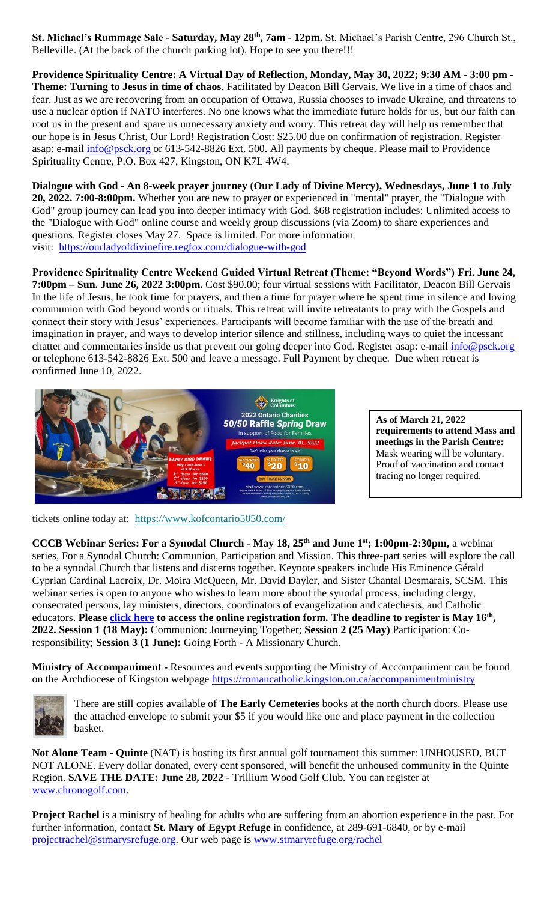**St. Michael's Rummage Sale - Saturday, May 28th, 7am - 12pm.** St. Michael's Parish Centre, 296 Church St., Belleville. (At the back of the church parking lot). Hope to see you there!!!

**Providence Spirituality Centre: A Virtual Day of Reflection, Monday, May 30, 2022; 9:30 AM - 3:00 pm - Theme: Turning to Jesus in time of chaos**. Facilitated by Deacon Bill Gervais. We live in a time of chaos and fear. Just as we are recovering from an occupation of Ottawa, Russia chooses to invade Ukraine, and threatens to use a nuclear option if NATO interferes. No one knows what the immediate future holds for us, but our faith can root us in the present and spare us unnecessary anxiety and worry. This retreat day will help us remember that our hope is in Jesus Christ, Our Lord! Registration Cost: $25.00 due on confirmation of registration. Register asap: e-mail info@psck.org or 613-542-8826 Ext. 500. All payments by cheque. Please mail to Providence Spirituality Centre, P.O. Box 427, Kingston, ON K7L 4W4.

**Dialogue with God - An 8-week prayer journey (Our Lady of Divine Mercy), Wednesdays, June 1 to July 20, 2022. 7:00-8:00pm.** Whether you are new to prayer or experienced in "mental" prayer, the "Dialogue with God" group journey can lead you into deeper intimacy with God. $68 registration includes: Unlimited access to the "Dialogue with God" online course and weekly group discussions (via Zoom) to share experiences and questions. Register closes May 27. Space is limited. For more information visit: https://ourladyofdivinefire.regfox.com/dialogue-with-god

**Providence Spirituality Centre Weekend Guided Virtual Retreat (Theme: "Beyond Words") Fri. June 24, 7:00pm – Sun. June 26, 2022 3:00pm.** Cost $90.00; four virtual sessions with Facilitator, Deacon Bill Gervais In the life of Jesus, he took time for prayers, and then a time for prayer where he spent time in silence and loving communion with God beyond words or rituals. This retreat will invite retreatants to pray with the Gospels and connect their story with Jesus' experiences. Participants will become familiar with the use of the breath and imagination in prayer, and ways to develop interior silence and stillness, including ways to quiet the incessant chatter and commentaries inside us that prevent our going deeper into God. Register asap: e-mail info@psck.org or telephone 613-542-8826 Ext. 500 and leave a message. Full Payment by cheque. Due when retreat is confirmed June 10, 2022.

**As of March 21, 2022 requirements to attend Mass and meetings in the Parish Centre:** Mask wearing will be voluntary. Proof of vaccination and contact tracing no longer required.

tickets online today at: https://www.kofcontario5050.com/

**CCCB Webinar Series: For a Synodal Church - May 18, 25th and June 1st; 1:00pm-2:30pm,** a webinar series, For a Synodal Church: Communion, Participation and Mission. This three-part series will explore the call to be a synodal Church that listens and discerns together. Keynote speakers include His Eminence Gérald Cyprian Cardinal Lacroix, Dr. Moira McQueen, Mr. David Dayler, and Sister Chantal Desmarais, SCSM. This webinar series is open to anyone who wishes to learn more about the synodal process, including clergy, consecrated persons, lay ministers, directors, coordinators of evangelization and catechesis, and Catholic educators. **Please click here to access the online registration form. The deadline to register is May 16th, 2022. Session 1 (18 May):** Communion: Journeying Together; **Session 2 (25 May)** Participation: Co-responsibility; **Session 3 (1 June):** Going Forth - A Missionary Church.

**Ministry of Accompaniment** - Resources and events supporting the Ministry of Accompaniment can be found on the Archdiocese of Kingston webpage https://romancatholic.kingston.on.ca/accompanimentministry

There are still copies available of **The Early Cemeteries** books at the north church doors. Please use the attached envelope to submit your $5 if you would like one and place payment in the collection basket.

**Not Alone Team - Quinte** (NAT) is hosting its first annual golf tournament this summer: UNHOUSED, BUT NOT ALONE. Every dollar donated, every cent sponsored, will benefit the unhoused community in the Quinte Region. **SAVE THE DATE: June 28, 2022** - Trillium Wood Golf Club. You can register at www.chronogolf.com.

**Project Rachel** is a ministry of healing for adults who are suffering from an abortion experience in the past. For further information, contact **St. Mary of Egypt Refuge** in confidence, at 289-691-6840, or by e-mail projectrachel@stmarysrefuge.org. Our web page is www.stmaryrefuge.org/rachel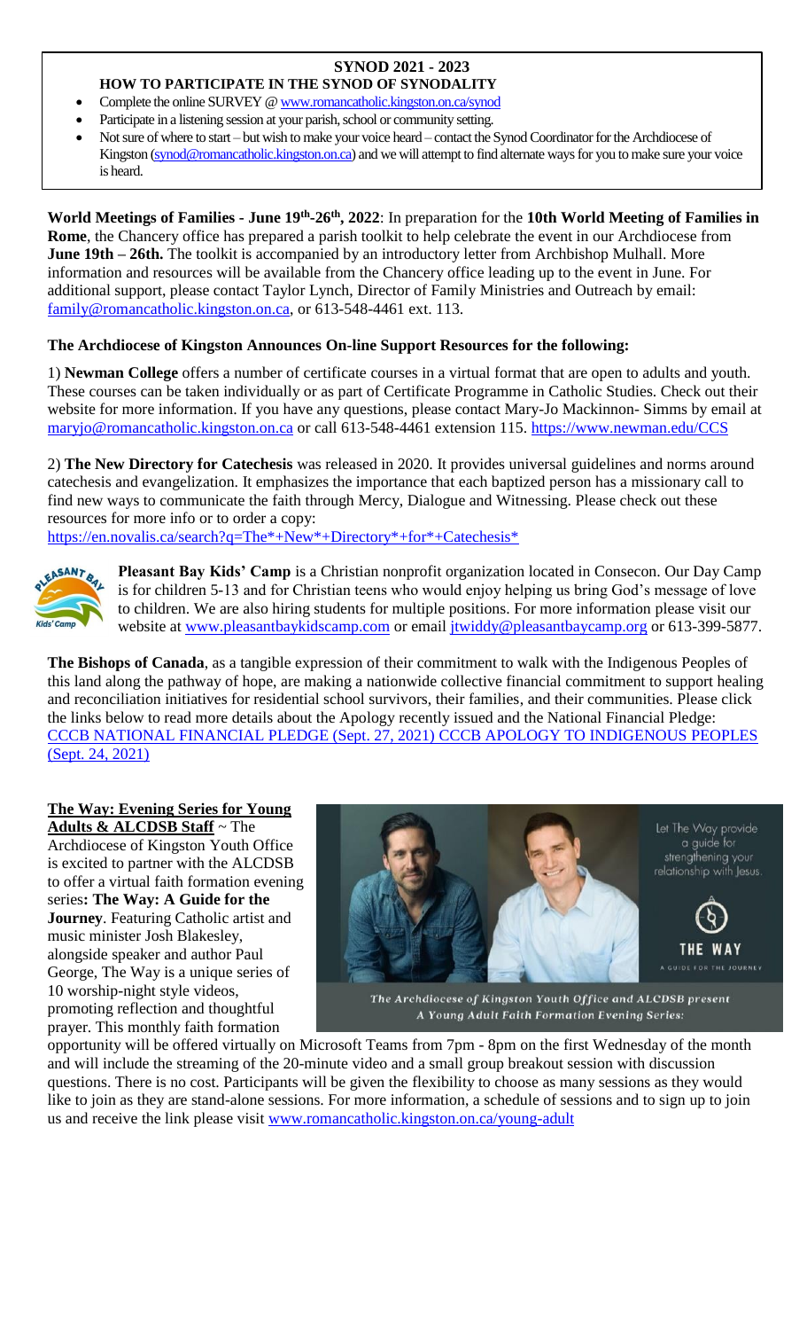**SYNOD 2021 - 2023**

**HOW TO PARTICIPATE IN THE SYNOD OF SYNODALITY**

- Complete the online SURVEY @ www.romancatholic.kingston.on.ca/synod
- Participate in a listening session at your parish, school or community setting.
- Not sure of where to start – but wish to make your voice heard – contact the Synod Coordinator for the Archdiocese of Kingston (synod@romancatholic.kingston.on.ca) and we will attempt to find alternate ways for you to make sure your voice is heard.

**World Meetings of Families - June 19th-26th, 2022**: In preparation for the **10th World Meeting of Families in Rome**, the Chancery office has prepared a parish toolkit to help celebrate the event in our Archdiocese from **June 19th – 26th.** The toolkit is accompanied by an introductory letter from Archbishop Mulhall. More information and resources will be available from the Chancery office leading up to the event in June. For additional support, please contact Taylor Lynch, Director of Family Ministries and Outreach by email: family@romancatholic.kingston.on.ca, or 613-548-4461 ext. 113.

**The Archdiocese of Kingston Announces On-line Support Resources for the following:**

1) **Newman College** offers a number of certificate courses in a virtual format that are open to adults and youth. These courses can be taken individually or as part of Certificate Programme in Catholic Studies. Check out their website for more information. If you have any questions, please contact Mary-Jo Mackinnon- Simms by email at maryjo@romancatholic.kingston.on.ca or call 613-548-4461 extension 115. https://www.newman.edu/CCS

2) **The New Directory for Catechesis** was released in 2020. It provides universal guidelines and norms around catechesis and evangelization. It emphasizes the importance that each baptized person has a missionary call to find new ways to communicate the faith through Mercy, Dialogue and Witnessing. Please check out these resources for more info or to order a copy:
https://en.novalis.ca/search?q=The*+New*+Directory*+for*+Catechesis*

**Pleasant Bay Kids' Camp** is a Christian nonprofit organization located in Consecon. Our Day Camp is for children 5-13 and for Christian teens who would enjoy helping us bring God's message of love to children. We are also hiring students for multiple positions. For more information please visit our website at www.pleasantbaykidscamp.com or email jtwiddy@pleasantbaycamp.org or 613-399-5877.

**The Bishops of Canada**, as a tangible expression of their commitment to walk with the Indigenous Peoples of this land along the pathway of hope, are making a nationwide collective financial commitment to support healing and reconciliation initiatives for residential school survivors, their families, and their communities. Please click the links below to read more details about the Apology recently issued and the National Financial Pledge: CCCB NATIONAL FINANCIAL PLEDGE (Sept. 27, 2021) CCCB APOLOGY TO INDIGENOUS PEOPLES (Sept. 24, 2021)

**The Way: Evening Series for Young Adults & ALCDSB Staff** ~ The Archdiocese of Kingston Youth Office is excited to partner with the ALCDSB to offer a virtual faith formation evening series**: The Way: A Guide for the Journey**. Featuring Catholic artist and music minister Josh Blakesley, alongside speaker and author Paul George, The Way is a unique series of 10 worship-night style videos, promoting reflection and thoughtful prayer. This monthly faith formation opportunity will be offered virtually on Microsoft Teams from 7pm - 8pm on the first Wednesday of the month and will include the streaming of the 20-minute video and a small group breakout session with discussion questions. There is no cost. Participants will be given the flexibility to choose as many sessions as they would like to join as they are stand-alone sessions. For more information, a schedule of sessions and to sign up to join us and receive the link please visit www.romancatholic.kingston.on.ca/young-adult

Let The Way provide a guide for strengthening your relationship with Jesus.

THE WAY
A GUIDE FOR THE JOURNEY

*The Archdiocese of Kingston Youth Office and ALCDSB present A Young Adult Faith Formation Evening Series:*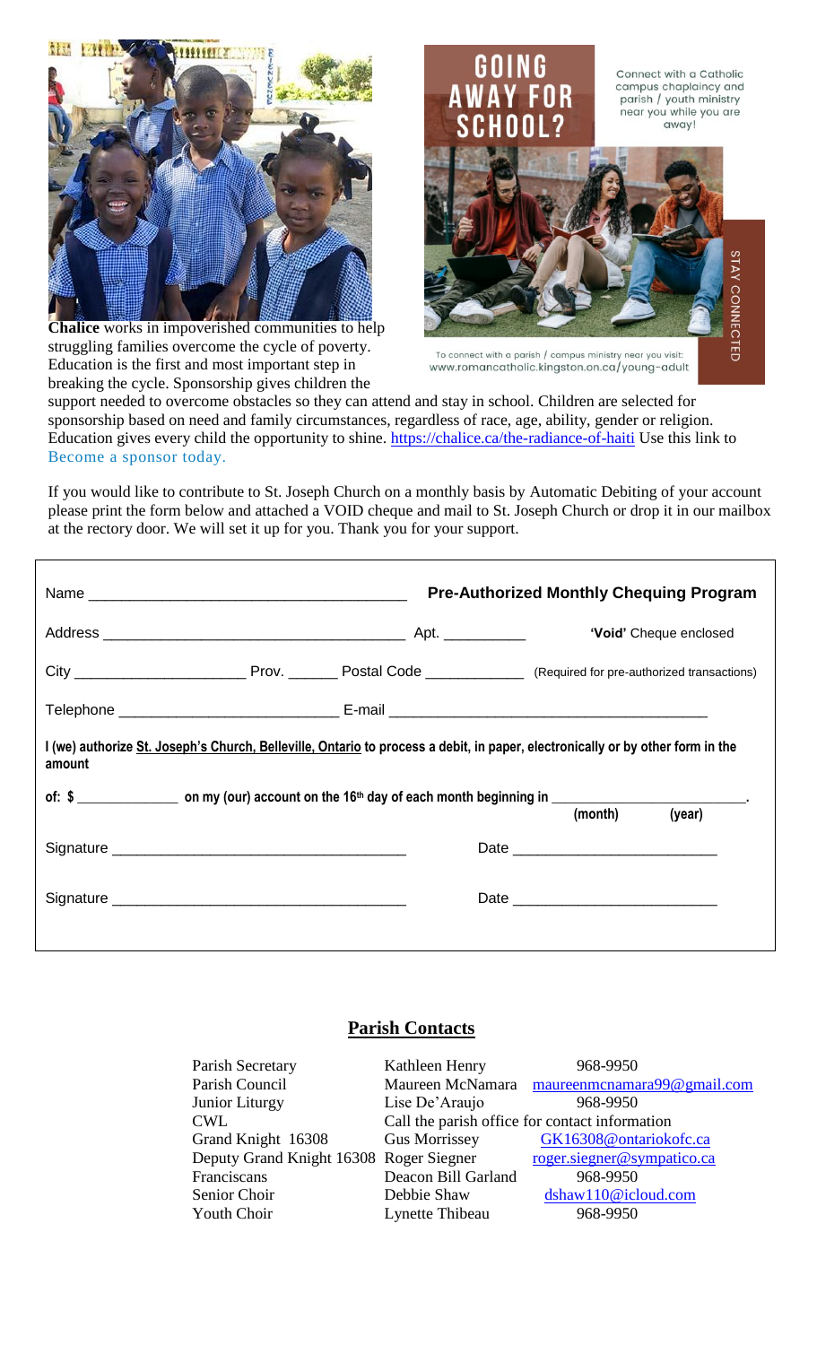**Chalice** works in impoverished communities to help struggling families overcome the cycle of poverty. Education is the first and most important step in breaking the cycle. Sponsorship gives children the support needed to overcome obstacles so they can attend and stay in school. Children are selected for sponsorship based on need and family circumstances, regardless of race, age, ability, gender or religion. Education gives every child the opportunity to shine. https://chalice.ca/the-radiance-of-haiti Use this link to Become a sponsor today.

GOING AWAY FOR SCHOOL?

Connect with a Catholic campus chaplaincy and parish / youth ministry near you while you are away!

STAY CONNECTED

To connect with a parish / campus ministry near you visit: www.romancatholic.kingston.on.ca/young-adult

If you would like to contribute to St. Joseph Church on a monthly basis by Automatic Debiting of your account please print the form below and attached a VOID cheque and mail to St. Joseph Church or drop it in our mailbox at the rectory door. We will set it up for you. Thank you for your support.

---

**Pre-Authorized Monthly Chequing Program**

Name ______________________________________

Address ____________________________________ Apt. __________

**'Void'** Cheque enclosed

City ____________________ Prov. ______ Postal Code ____________ (Required for pre-authorized transactions)

Telephone __________________________ E-mail _______________________________________

**I (we) authorize St. Joseph's Church, Belleville, Ontario to process a debit, in paper, electronically or by other form in the amount**

**of: $ ______________ on my (our) account on the 16th day of each month beginning in __________________________.**
**(month) (year)**

Signature ____________________________________ Date ________________________

Signature ____________________________________ Date ________________________

---

## Parish Contacts

| | | |
|---|---|---|
| Parish Secretary | Kathleen Henry | 968-9950 |
| Parish Council | Maureen McNamara | maureenmcnamara99@gmail.com |
| Junior Liturgy | Lise De'Araujo | 968-9950 |
| CWL | Call the parish office for contact information | |
| Grand Knight 16308 | Gus Morrissey | GK16308@ontariokofc.ca |
| Deputy Grand Knight 16308 | Roger Siegner | roger.siegner@sympatico.ca |
| Franciscans | Deacon Bill Garland | 968-9950 |
| Senior Choir | Debbie Shaw | dshaw110@icloud.com |
| Youth Choir | Lynette Thibeau | 968-9950 |